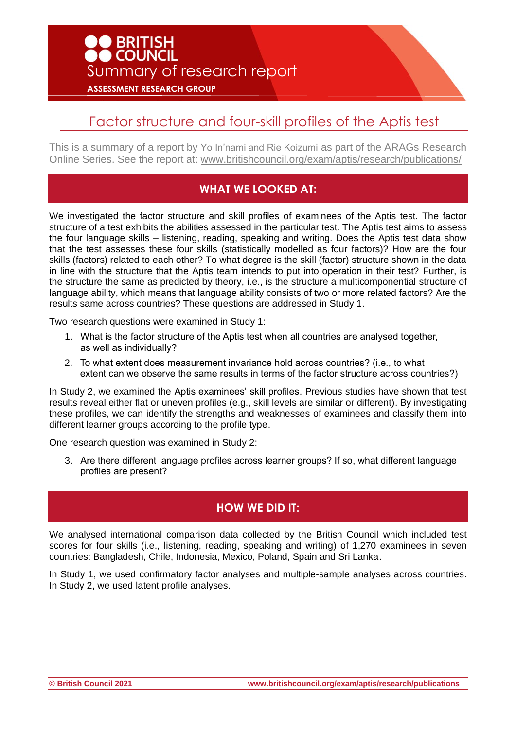BRITISH COUNCIL

Summary of research report

ASSESSMENT RESEARCH GROUP

# Factor structure and four-skill profiles of the Aptis test

This is a summary of a report by Yo In'nami and Rie Koizumi as part of the ARAGs Research Online Series. See the report at: www.britishcouncil.org/exam/aptis/research/publications/

## WHAT WE LOOKED AT:

We investigated the factor structure and skill profiles of examinees of the Aptis test. The factor structure of a test exhibits the abilities assessed in the particular test. The Aptis test aims to assess the four language skills – listening, reading, speaking and writing. Does the Aptis test data show that the test assesses these four skills (statistically modelled as four factors)? How are the four skills (factors) related to each other? To what degree is the skill (factor) structure shown in the data in line with the structure that the Aptis team intends to put into operation in their test? Further, is the structure the same as predicted by theory, i.e., is the structure a multicomponential structure of language ability, which means that language ability consists of two or more related factors? Are the results same across countries? These questions are addressed in Study 1.

Two research questions were examined in Study 1:

1. What is the factor structure of the Aptis test when all countries are analysed together, as well as individually?
2. To what extent does measurement invariance hold across countries? (i.e., to what extent can we observe the same results in terms of the factor structure across countries?)

In Study 2, we examined the Aptis examinees' skill profiles. Previous studies have shown that test results reveal either flat or uneven profiles (e.g., skill levels are similar or different). By investigating these profiles, we can identify the strengths and weaknesses of examinees and classify them into different learner groups according to the profile type.

One research question was examined in Study 2:

3. Are there different language profiles across learner groups? If so, what different language profiles are present?

## HOW WE DID IT:

We analysed international comparison data collected by the British Council which included test scores for four skills (i.e., listening, reading, speaking and writing) of 1,270 examinees in seven countries: Bangladesh, Chile, Indonesia, Mexico, Poland, Spain and Sri Lanka.

In Study 1, we used confirmatory factor analyses and multiple-sample analyses across countries. In Study 2, we used latent profile analyses.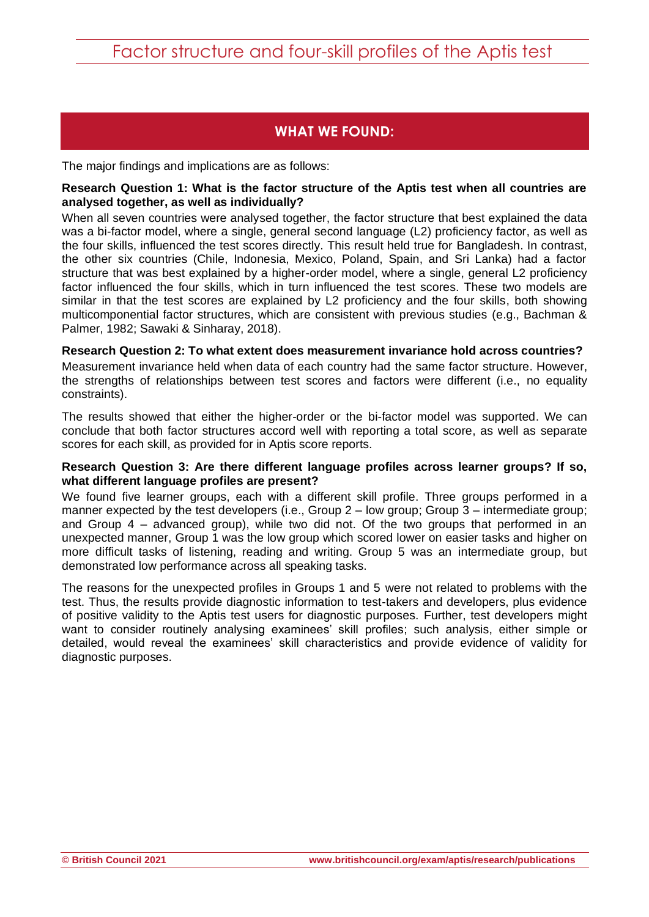## WHAT WE FOUND:

The major findings and implications are as follows:

**Research Question 1: What is the factor structure of the Aptis test when all countries are analysed together, as well as individually?**

When all seven countries were analysed together, the factor structure that best explained the data was a bi-factor model, where a single, general second language (L2) proficiency factor, as well as the four skills, influenced the test scores directly. This result held true for Bangladesh. In contrast, the other six countries (Chile, Indonesia, Mexico, Poland, Spain, and Sri Lanka) had a factor structure that was best explained by a higher-order model, where a single, general L2 proficiency factor influenced the four skills, which in turn influenced the test scores. These two models are similar in that the test scores are explained by L2 proficiency and the four skills, both showing multicomponential factor structures, which are consistent with previous studies (e.g., Bachman & Palmer, 1982; Sawaki & Sinharay, 2018).

**Research Question 2: To what extent does measurement invariance hold across countries?**

Measurement invariance held when data of each country had the same factor structure. However, the strengths of relationships between test scores and factors were different (i.e., no equality constraints).

The results showed that either the higher-order or the bi-factor model was supported. We can conclude that both factor structures accord well with reporting a total score, as well as separate scores for each skill, as provided for in Aptis score reports.

**Research Question 3: Are there different language profiles across learner groups? If so, what different language profiles are present?**

We found five learner groups, each with a different skill profile. Three groups performed in a manner expected by the test developers (i.e., Group 2 – low group; Group 3 – intermediate group; and Group 4 – advanced group), while two did not. Of the two groups that performed in an unexpected manner, Group 1 was the low group which scored lower on easier tasks and higher on more difficult tasks of listening, reading and writing. Group 5 was an intermediate group, but demonstrated low performance across all speaking tasks.

The reasons for the unexpected profiles in Groups 1 and 5 were not related to problems with the test. Thus, the results provide diagnostic information to test-takers and developers, plus evidence of positive validity to the Aptis test users for diagnostic purposes. Further, test developers might want to consider routinely analysing examinees' skill profiles; such analysis, either simple or detailed, would reveal the examinees' skill characteristics and provide evidence of validity for diagnostic purposes.